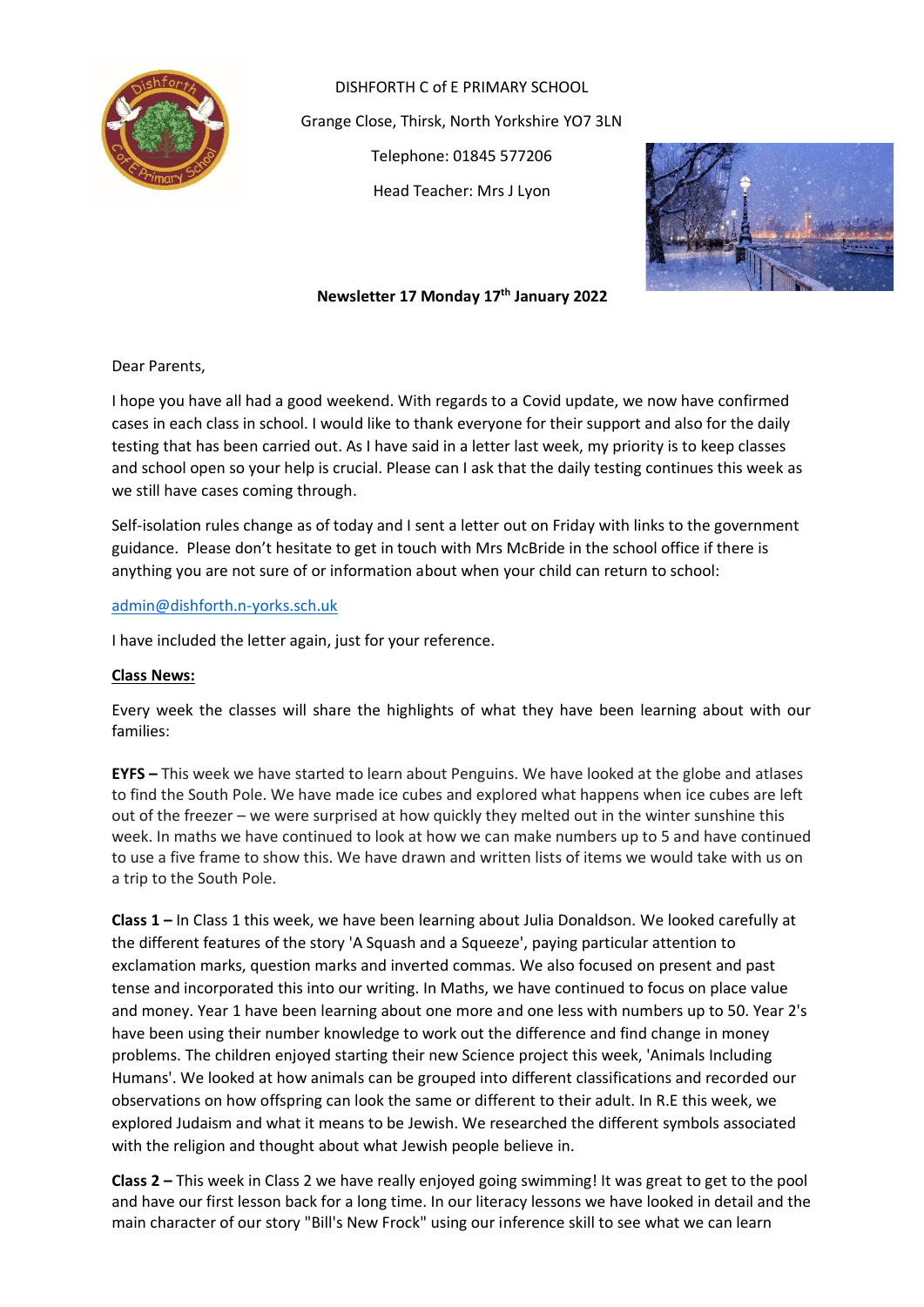DISHFORTH C of E PRIMARY SCHOOL

Grange Close, Thirsk, North Yorkshire YO7 3LN

Telephone: 01845 577206

Head Teacher: Mrs J Lyon

**Newsletter 17 Monday 17th January 2022**

Dear Parents,

I hope you have all had a good weekend. With regards to a Covid update, we now have confirmed cases in each class in school. I would like to thank everyone for their support and also for the daily testing that has been carried out. As I have said in a letter last week, my priority is to keep classes and school open so your help is crucial. Please can I ask that the daily testing continues this week as we still have cases coming through.

Self-isolation rules change as of today and I sent a letter out on Friday with links to the government guidance. Please don't hesitate to get in touch with Mrs McBride in the school office if there is anything you are not sure of or information about when your child can return to school:

admin@dishforth.n-yorks.sch.uk

I have included the letter again, just for your reference.

**Class News:**

Every week the classes will share the highlights of what they have been learning about with our families:

**EYFS –** This week we have started to learn about Penguins. We have looked at the globe and atlases to find the South Pole. We have made ice cubes and explored what happens when ice cubes are left out of the freezer – we were surprised at how quickly they melted out in the winter sunshine this week. In maths we have continued to look at how we can make numbers up to 5 and have continued to use a five frame to show this. We have drawn and written lists of items we would take with us on a trip to the South Pole.

**Class 1 –** In Class 1 this week, we have been learning about Julia Donaldson. We looked carefully at the different features of the story 'A Squash and a Squeeze', paying particular attention to exclamation marks, question marks and inverted commas. We also focused on present and past tense and incorporated this into our writing. In Maths, we have continued to focus on place value and money. Year 1 have been learning about one more and one less with numbers up to 50. Year 2's have been using their number knowledge to work out the difference and find change in money problems. The children enjoyed starting their new Science project this week, 'Animals Including Humans'. We looked at how animals can be grouped into different classifications and recorded our observations on how offspring can look the same or different to their adult. In R.E this week, we explored Judaism and what it means to be Jewish. We researched the different symbols associated with the religion and thought about what Jewish people believe in.

**Class 2 –** This week in Class 2 we have really enjoyed going swimming! It was great to get to the pool and have our first lesson back for a long time. In our literacy lessons we have looked in detail and the main character of our story "Bill's New Frock" using our inference skill to see what we can learn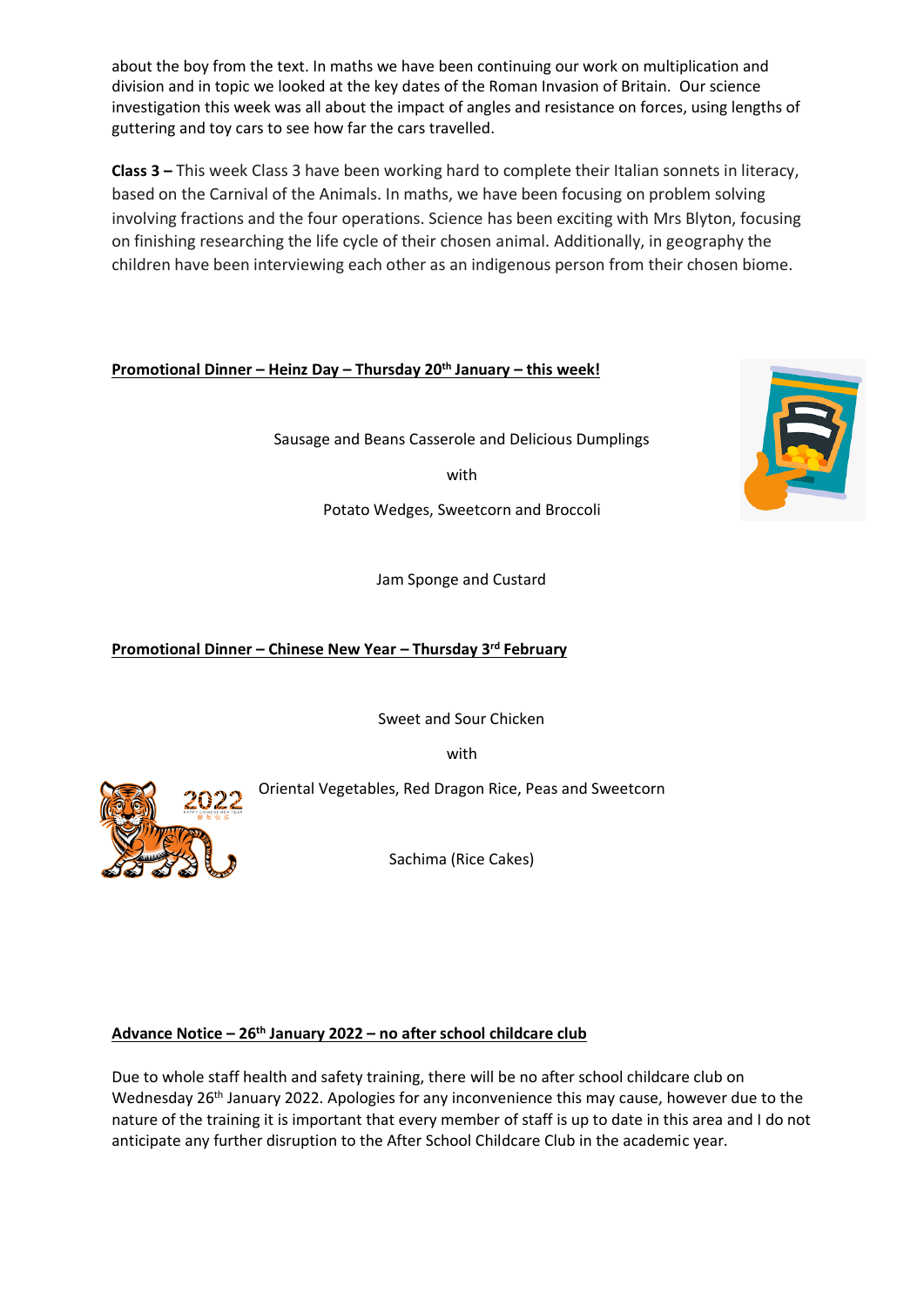about the boy from the text. In maths we have been continuing our work on multiplication and division and in topic we looked at the key dates of the Roman Invasion of Britain. Our science investigation this week was all about the impact of angles and resistance on forces, using lengths of guttering and toy cars to see how far the cars travelled.

**Class 3 –** This week Class 3 have been working hard to complete their Italian sonnets in literacy, based on the Carnival of the Animals. In maths, we have been focusing on problem solving involving fractions and the four operations. Science has been exciting with Mrs Blyton, focusing on finishing researching the life cycle of their chosen animal. Additionally, in geography the children have been interviewing each other as an indigenous person from their chosen biome.

**Promotional Dinner – Heinz Day – Thursday 20th January – this week!**

Sausage and Beans Casserole and Delicious Dumplings

with

Potato Wedges, Sweetcorn and Broccoli

Jam Sponge and Custard

**Promotional Dinner – Chinese New Year – Thursday 3rd February**

Sweet and Sour Chicken

with

Oriental Vegetables, Red Dragon Rice, Peas and Sweetcorn

Sachima (Rice Cakes)

**Advance Notice – 26th January 2022 – no after school childcare club**

Due to whole staff health and safety training, there will be no after school childcare club on Wednesday 26th January 2022. Apologies for any inconvenience this may cause, however due to the nature of the training it is important that every member of staff is up to date in this area and I do not anticipate any further disruption to the After School Childcare Club in the academic year.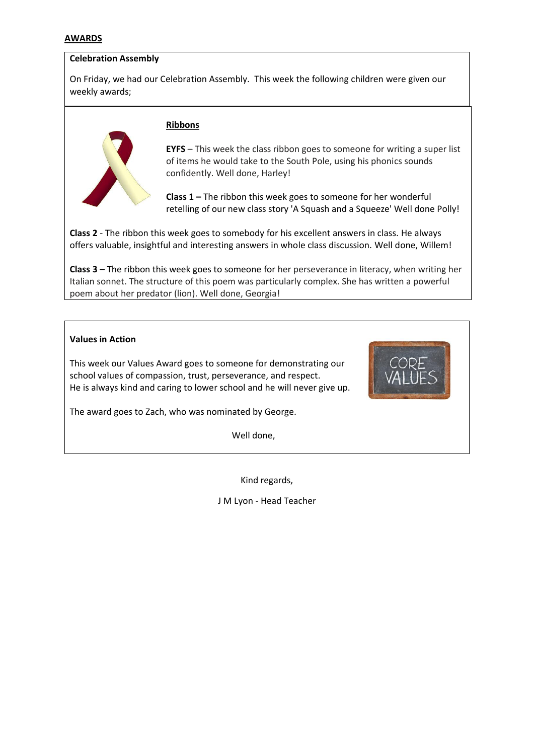**AWARDS**

**Celebration Assembly**

On Friday, we had our Celebration Assembly. This week the following children were given our weekly awards;

**Ribbons**

**EYFS** – This week the class ribbon goes to someone for writing a super list of items he would take to the South Pole, using his phonics sounds confidently. Well done, Harley!

**Class 1 –** The ribbon this week goes to someone for her wonderful retelling of our new class story 'A Squash and a Squeeze' Well done Polly!

**Class 2** - The ribbon this week goes to somebody for his excellent answers in class. He always offers valuable, insightful and interesting answers in whole class discussion. Well done, Willem!

**Class 3** – The ribbon this week goes to someone for her perseverance in literacy, when writing her Italian sonnet. The structure of this poem was particularly complex. She has written a powerful poem about her predator (lion). Well done, Georgia!

**Values in Action**

This week our Values Award goes to someone for demonstrating our school values of compassion, trust, perseverance, and respect.
He is always kind and caring to lower school and he will never give up.

The award goes to Zach, who was nominated by George.

Well done,

Kind regards,

J M Lyon - Head Teacher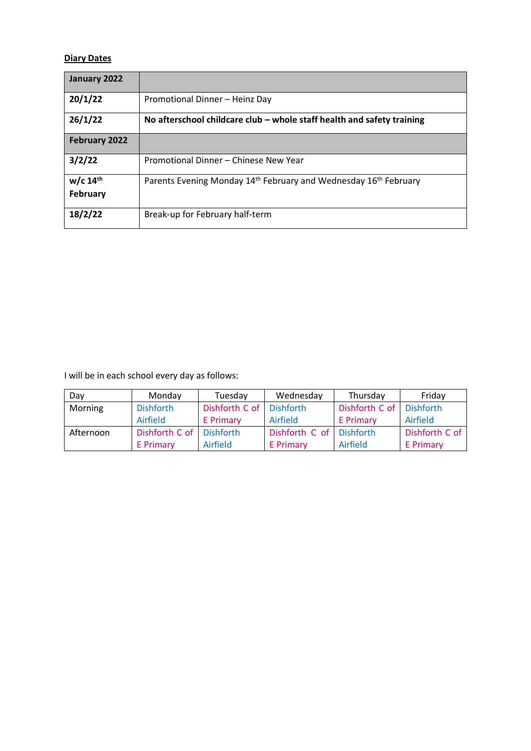**Diary Dates**

| | |
|---|---|
| **January 2022** | |
| **20/1/22** | Promotional Dinner – Heinz Day |
| **26/1/22** | **No afterschool childcare club – whole staff health and safety training** |
| **February 2022** | |
| **3/2/22** | Promotional Dinner – Chinese New Year |
| **w/c 14th February** | Parents Evening Monday 14th February and Wednesday 16th February |
| **18/2/22** | Break-up for February half-term |

I will be in each school every day as follows:

| Day | Monday | Tuesday | Wednesday | Thursday | Friday |
|---|---|---|---|---|---|
| Morning | Dishforth Airfield | Dishforth C of E Primary | Dishforth Airfield | Dishforth C of E Primary | Dishforth Airfield |
| Afternoon | Dishforth C of E Primary | Dishforth Airfield | Dishforth C of E Primary | Dishforth Airfield | Dishforth C of E Primary |